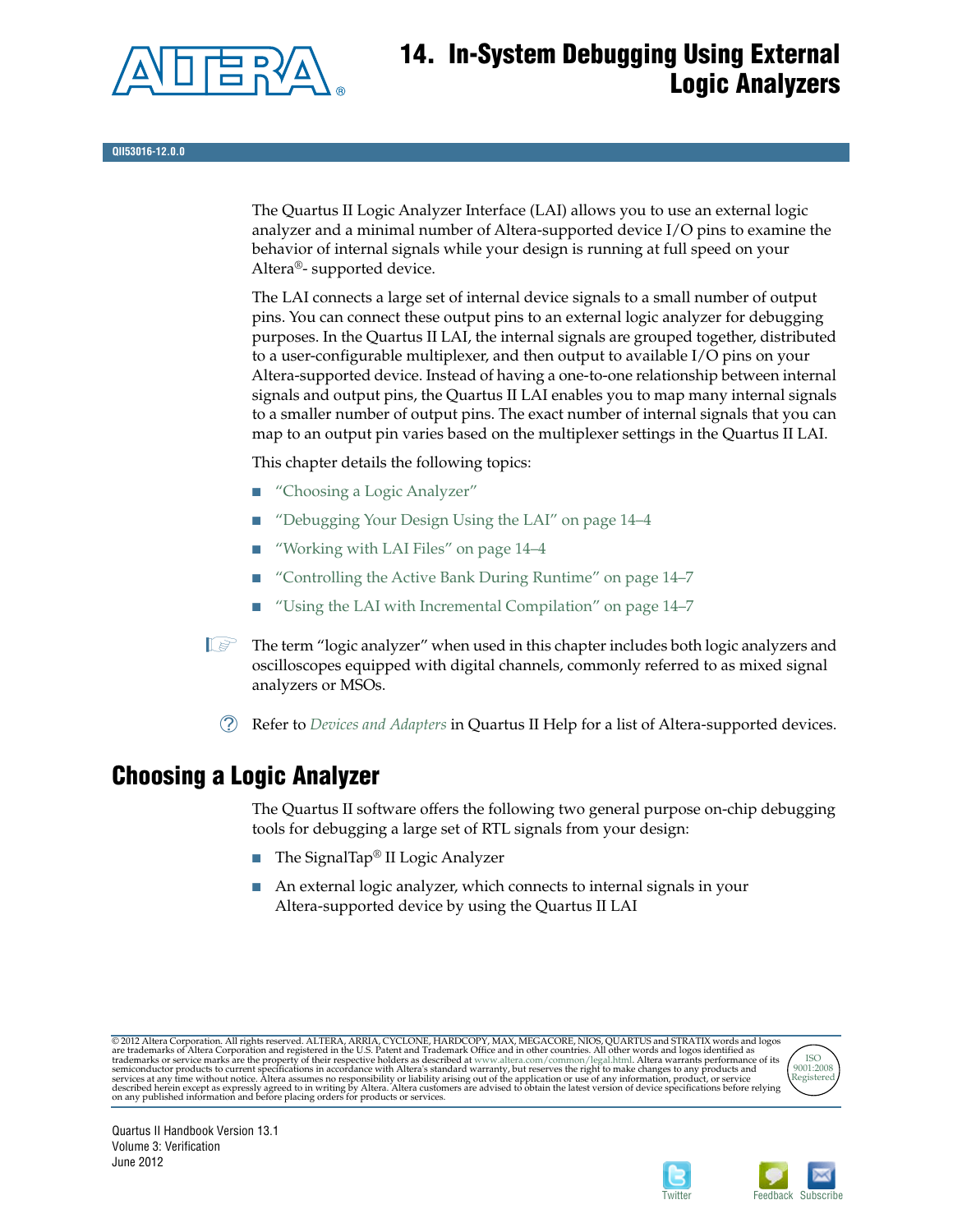# 14. In-System Debugging Using External Logic Analyzers

QII53016-12.0.0

The Quartus II Logic Analyzer Interface (LAI) allows you to use an external logic analyzer and a minimal number of Altera-supported device I/O pins to examine the behavior of internal signals while your design is running at full speed on your Altera®- supported device.

The LAI connects a large set of internal device signals to a small number of output pins. You can connect these output pins to an external logic analyzer for debugging purposes. In the Quartus II LAI, the internal signals are grouped together, distributed to a user-configurable multiplexer, and then output to available I/O pins on your Altera-supported device. Instead of having a one-to-one relationship between internal signals and output pins, the Quartus II LAI enables you to map many internal signals to a smaller number of output pins. The exact number of internal signals that you can map to an output pin varies based on the multiplexer settings in the Quartus II LAI.

This chapter details the following topics:

- "Choosing a Logic Analyzer"
- "Debugging Your Design Using the LAI" on page 14–4
- "Working with LAI Files" on page 14–4
- "Controlling the Active Bank During Runtime" on page 14–7
- "Using the LAI with Incremental Compilation" on page 14–7

The term "logic analyzer" when used in this chapter includes both logic analyzers and oscilloscopes equipped with digital channels, commonly referred to as mixed signal analyzers or MSOs.

Refer to *Devices and Adapters* in Quartus II Help for a list of Altera-supported devices.

## Choosing a Logic Analyzer

The Quartus II software offers the following two general purpose on-chip debugging tools for debugging a large set of RTL signals from your design:

- The SignalTap® II Logic Analyzer
- An external logic analyzer, which connects to internal signals in your Altera-supported device by using the Quartus II LAI

© 2012 Altera Corporation. All rights reserved. ALTERA, ARRIA, CYCLONE, HARDCOPY, MAX, MEGACORE, NIOS, QUARTUS and STRATIX words and logos are trademarks of Altera Corporation and registered in the U.S. Patent and Trademark Office and in other countries. All other words and logos identified as trademarks or service marks are the property of their respective holders as described at www.altera.com/common/legal.html. Altera warrants performance of its semiconductor products to current specifications in accordance with Altera's standard warranty, but reserves the right to make changes to any products and services at any time without notice. Altera assumes no responsibility or liability arising out of the application or use of any information, product, or service described herein except as expressly agreed to in writing by Altera. Altera customers are advised to obtain the latest version of device specifications before relying on any published information and before placing orders for products or services.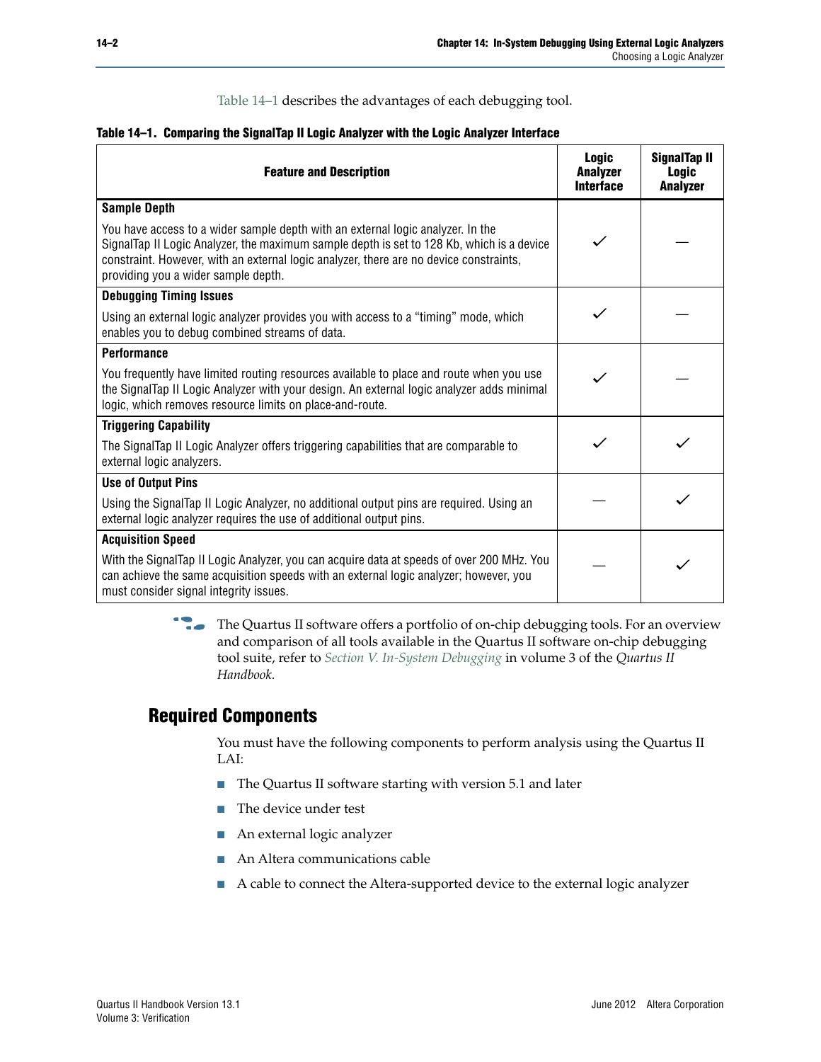Table 14–1 describes the advantages of each debugging tool.

**Table 14–1. Comparing the SignalTap II Logic Analyzer with the Logic Analyzer Interface**

| Feature and Description | Logic Analyzer Interface | SignalTap II Logic Analyzer |
|---|---|---|
| **Sample Depth**<br>You have access to a wider sample depth with an external logic analyzer. In the SignalTap II Logic Analyzer, the maximum sample depth is set to 128 Kb, which is a device constraint. However, with an external logic analyzer, there are no device constraints, providing you a wider sample depth. | ✓ | — |
| **Debugging Timing Issues**<br>Using an external logic analyzer provides you with access to a "timing" mode, which enables you to debug combined streams of data. | ✓ | — |
| **Performance**<br>You frequently have limited routing resources available to place and route when you use the SignalTap II Logic Analyzer with your design. An external logic analyzer adds minimal logic, which removes resource limits on place-and-route. | ✓ | — |
| **Triggering Capability**<br>The SignalTap II Logic Analyzer offers triggering capabilities that are comparable to external logic analyzers. | ✓ | ✓ |
| **Use of Output Pins**<br>Using the SignalTap II Logic Analyzer, no additional output pins are required. Using an external logic analyzer requires the use of additional output pins. | — | ✓ |
| **Acquisition Speed**<br>With the SignalTap II Logic Analyzer, you can acquire data at speeds of over 200 MHz. You can achieve the same acquisition speeds with an external logic analyzer; however, you must consider signal integrity issues. | — | ✓ |

The Quartus II software offers a portfolio of on-chip debugging tools. For an overview and comparison of all tools available in the Quartus II software on-chip debugging tool suite, refer to *Section V. In-System Debugging* in volume 3 of the *Quartus II Handbook*.

## Required Components

You must have the following components to perform analysis using the Quartus II LAI:

- The Quartus II software starting with version 5.1 and later
- The device under test
- An external logic analyzer
- An Altera communications cable
- A cable to connect the Altera-supported device to the external logic analyzer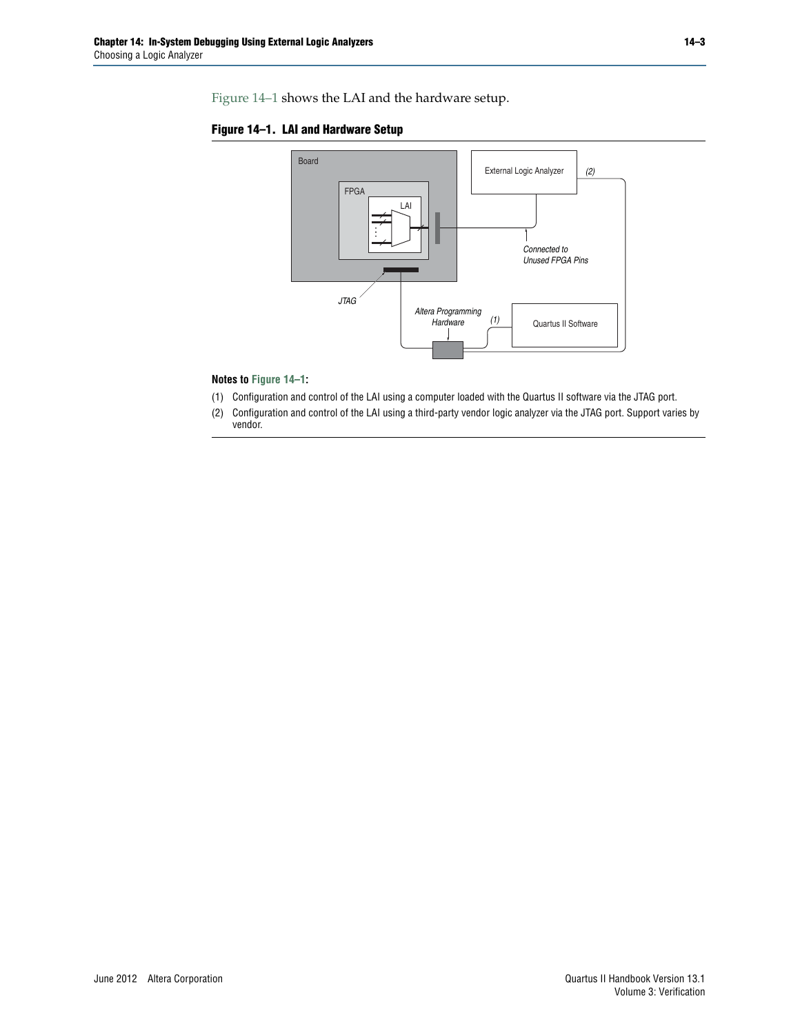Figure 14–1 shows the LAI and the hardware setup.

**Figure 14–1. LAI and Hardware Setup**

**Notes to Figure 14–1:**

(1) Configuration and control of the LAI using a computer loaded with the Quartus II software via the JTAG port.

(2) Configuration and control of the LAI using a third-party vendor logic analyzer via the JTAG port. Support varies by vendor.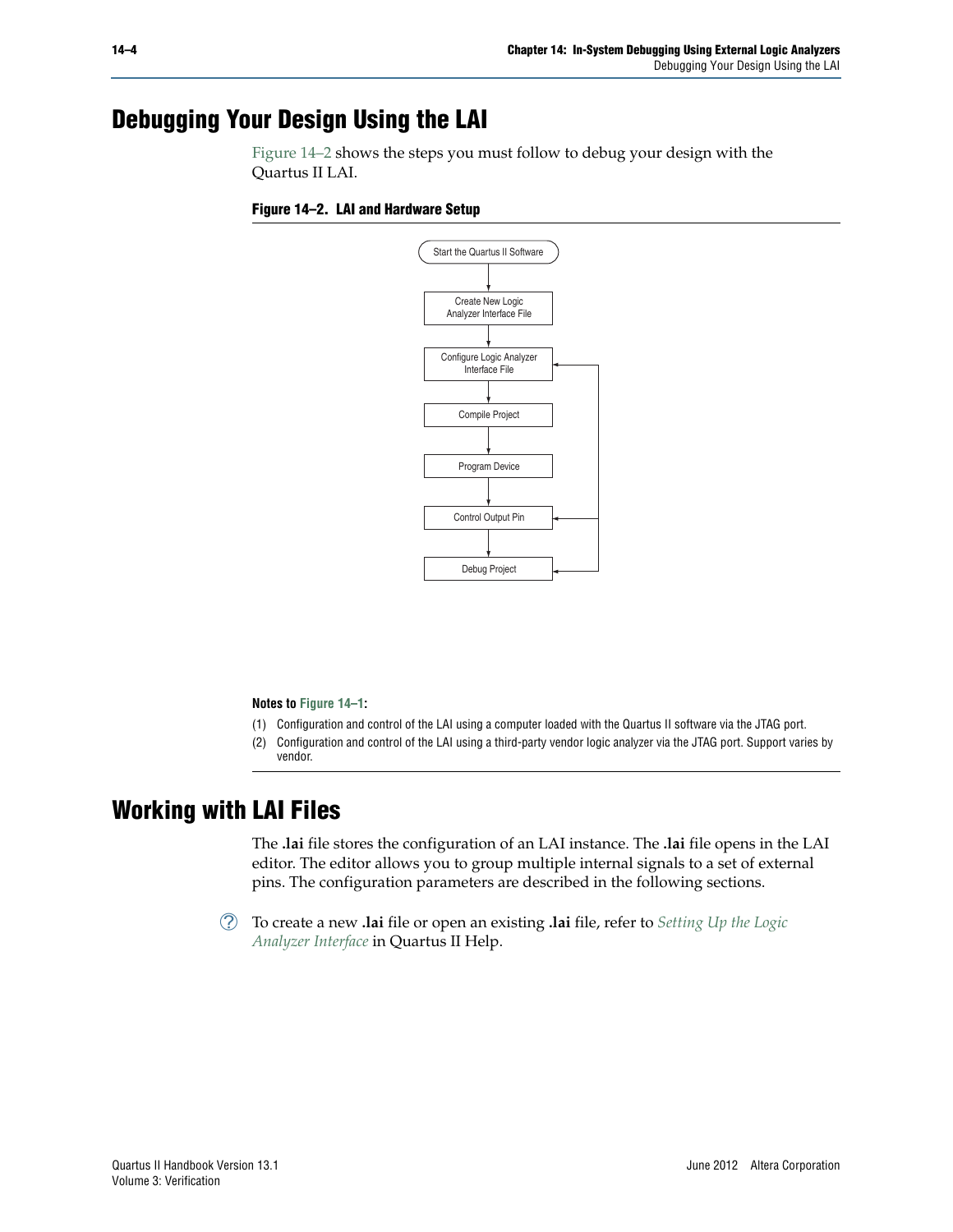# Debugging Your Design Using the LAI

Figure 14–2 shows the steps you must follow to debug your design with the Quartus II LAI.

**Figure 14–2. LAI and Hardware Setup**

Start the Quartus II Software → Create New Logic Analyzer Interface File → Configure Logic Analyzer Interface File → Compile Project → Program Device → Control Output Pin → Debug Project

**Notes to Figure 14–1:**

(1) Configuration and control of the LAI using a computer loaded with the Quartus II software via the JTAG port.

(2) Configuration and control of the LAI using a third-party vendor logic analyzer via the JTAG port. Support varies by vendor.

# Working with LAI Files

The **.lai** file stores the configuration of an LAI instance. The **.lai** file opens in the LAI editor. The editor allows you to group multiple internal signals to a set of external pins. The configuration parameters are described in the following sections.

To create a new **.lai** file or open an existing **.lai** file, refer to *Setting Up the Logic Analyzer Interface* in Quartus II Help.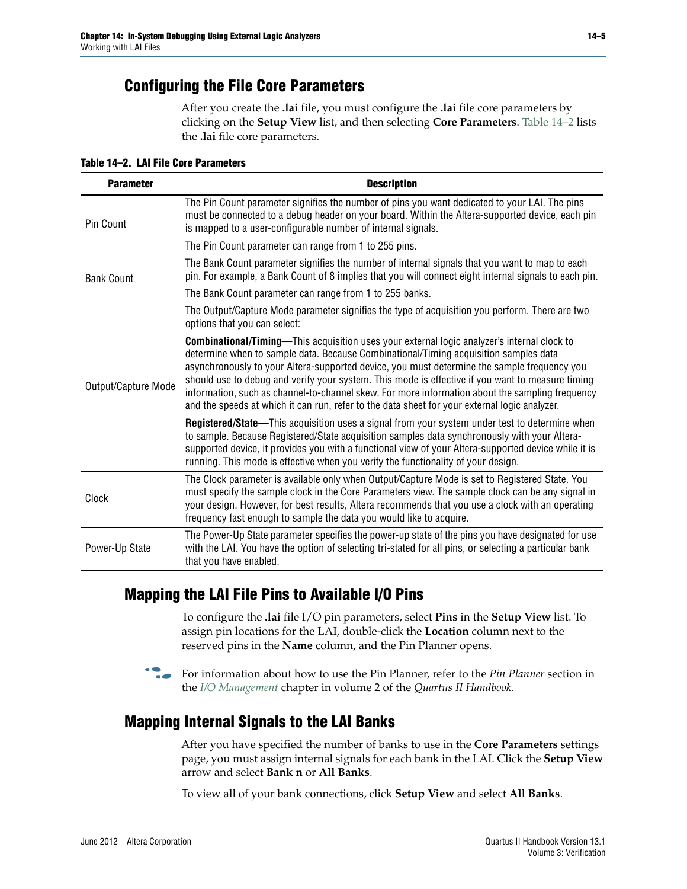## Configuring the File Core Parameters

After you create the **.lai** file, you must configure the **.lai** file core parameters by clicking on the **Setup View** list, and then selecting **Core Parameters**. Table 14–2 lists the **.lai** file core parameters.

**Table 14–2. LAI File Core Parameters**

| Parameter | Description |
|---|---|
| Pin Count | The Pin Count parameter signifies the number of pins you want dedicated to your LAI. The pins must be connected to a debug header on your board. Within the Altera-supported device, each pin is mapped to a user-configurable number of internal signals.<br><br>The Pin Count parameter can range from 1 to 255 pins. |
| Bank Count | The Bank Count parameter signifies the number of internal signals that you want to map to each pin. For example, a Bank Count of 8 implies that you will connect eight internal signals to each pin.<br><br>The Bank Count parameter can range from 1 to 255 banks. |
| Output/Capture Mode | The Output/Capture Mode parameter signifies the type of acquisition you perform. There are two options that you can select:<br><br>**Combinational/Timing**—This acquisition uses your external logic analyzer's internal clock to determine when to sample data. Because Combinational/Timing acquisition samples data asynchronously to your Altera-supported device, you must determine the sample frequency you should use to debug and verify your system. This mode is effective if you want to measure timing information, such as channel-to-channel skew. For more information about the sampling frequency and the speeds at which it can run, refer to the data sheet for your external logic analyzer.<br><br>**Registered/State**—This acquisition uses a signal from your system under test to determine when to sample. Because Registered/State acquisition samples data synchronously with your Altera-supported device, it provides you with a functional view of your Altera-supported device while it is running. This mode is effective when you verify the functionality of your design. |
| Clock | The Clock parameter is available only when Output/Capture Mode is set to Registered State. You must specify the sample clock in the Core Parameters view. The sample clock can be any signal in your design. However, for best results, Altera recommends that you use a clock with an operating frequency fast enough to sample the data you would like to acquire. |
| Power-Up State | The Power-Up State parameter specifies the power-up state of the pins you have designated for use with the LAI. You have the option of selecting tri-stated for all pins, or selecting a particular bank that you have enabled. |

## Mapping the LAI File Pins to Available I/O Pins

To configure the **.lai** file I/O pin parameters, select **Pins** in the **Setup View** list. To assign pin locations for the LAI, double-click the **Location** column next to the reserved pins in the **Name** column, and the Pin Planner opens.

For information about how to use the Pin Planner, refer to the *Pin Planner* section in the *I/O Management* chapter in volume 2 of the *Quartus II Handbook*.

## Mapping Internal Signals to the LAI Banks

After you have specified the number of banks to use in the **Core Parameters** settings page, you must assign internal signals for each bank in the LAI. Click the **Setup View** arrow and select **Bank n** or **All Banks**.

To view all of your bank connections, click **Setup View** and select **All Banks**.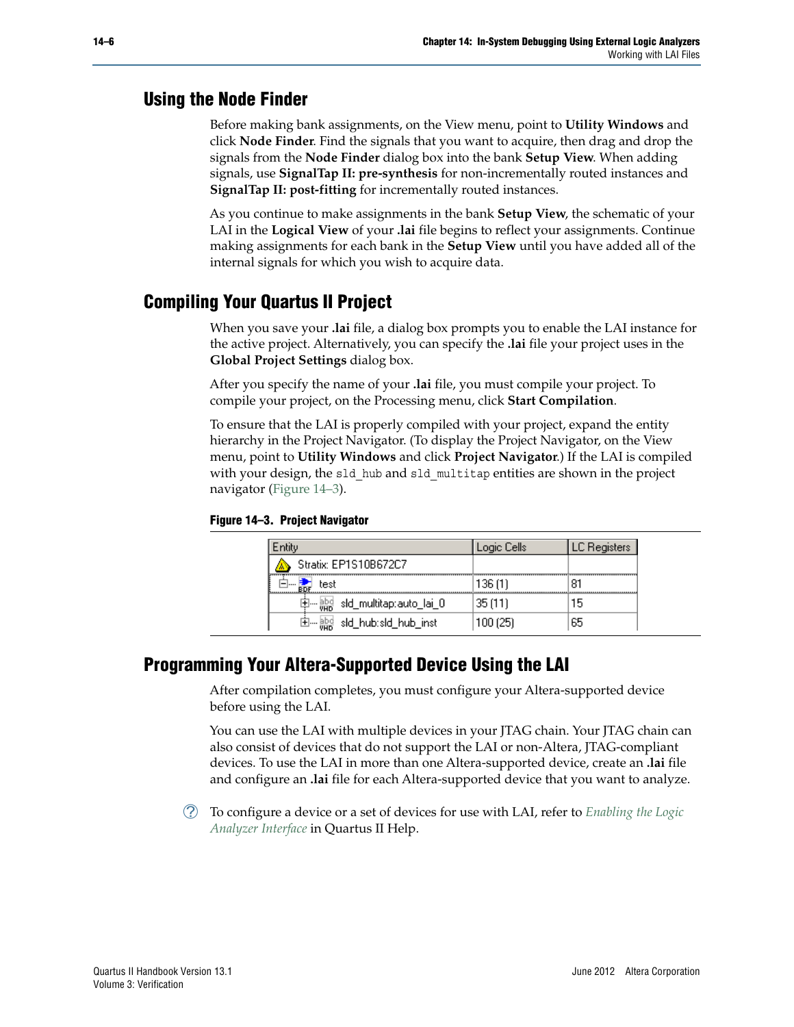## Using the Node Finder

Before making bank assignments, on the View menu, point to **Utility Windows** and click **Node Finder**. Find the signals that you want to acquire, then drag and drop the signals from the **Node Finder** dialog box into the bank **Setup View**. When adding signals, use **SignalTap II: pre-synthesis** for non-incrementally routed instances and **SignalTap II: post-fitting** for incrementally routed instances.

As you continue to make assignments in the bank **Setup View**, the schematic of your LAI in the **Logical View** of your **.lai** file begins to reflect your assignments. Continue making assignments for each bank in the **Setup View** until you have added all of the internal signals for which you wish to acquire data.

## Compiling Your Quartus II Project

When you save your **.lai** file, a dialog box prompts you to enable the LAI instance for the active project. Alternatively, you can specify the **.lai** file your project uses in the **Global Project Settings** dialog box.

After you specify the name of your **.lai** file, you must compile your project. To compile your project, on the Processing menu, click **Start Compilation**.

To ensure that the LAI is properly compiled with your project, expand the entity hierarchy in the Project Navigator. (To display the Project Navigator, on the View menu, point to **Utility Windows** and click **Project Navigator**.) If the LAI is compiled with your design, the `sld_hub` and `sld_multitap` entities are shown in the project navigator (Figure 14–3).

**Figure 14–3. Project Navigator**

| Entity | Logic Cells | LC Registers |
|---|---|---|
| Stratix: EP1S10B672C7 | | |
| test | 136 (1) | 81 |
| sld_multitap:auto_lai_0 | 35 (11) | 15 |
| sld_hub:sld_hub_inst | 100 (25) | 65 |

## Programming Your Altera-Supported Device Using the LAI

After compilation completes, you must configure your Altera-supported device before using the LAI.

You can use the LAI with multiple devices in your JTAG chain. Your JTAG chain can also consist of devices that do not support the LAI or non-Altera, JTAG-compliant devices. To use the LAI in more than one Altera-supported device, create an **.lai** file and configure an **.lai** file for each Altera-supported device that you want to analyze.

To configure a device or a set of devices for use with LAI, refer to *Enabling the Logic Analyzer Interface* in Quartus II Help.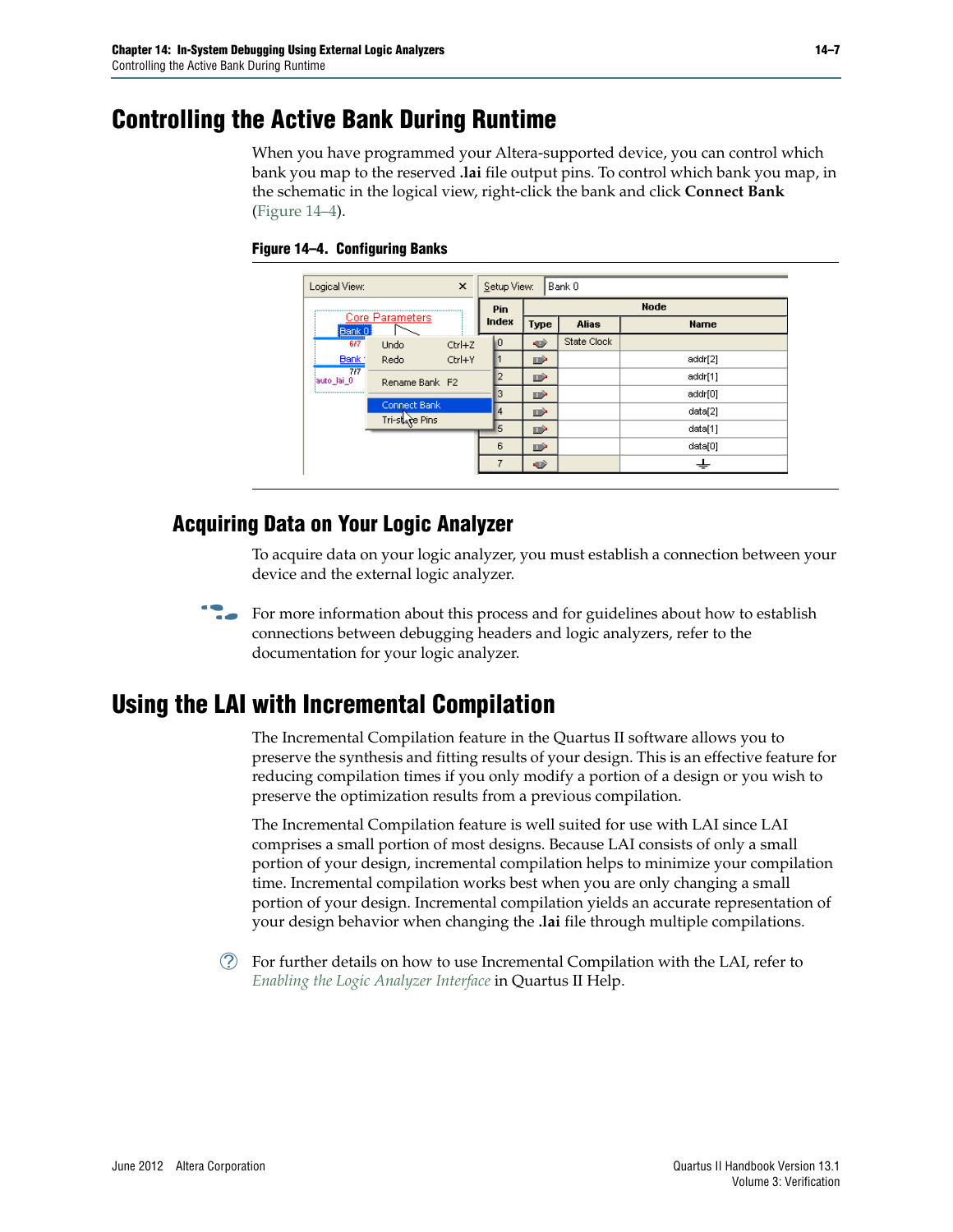# Controlling the Active Bank During Runtime

When you have programmed your Altera-supported device, you can control which bank you map to the reserved **.lai** file output pins. To control which bank you map, in the schematic in the logical view, right-click the bank and click **Connect Bank** (Figure 14–4).

**Figure 14–4. Configuring Banks**

## Acquiring Data on Your Logic Analyzer

To acquire data on your logic analyzer, you must establish a connection between your device and the external logic analyzer.

For more information about this process and for guidelines about how to establish connections between debugging headers and logic analyzers, refer to the documentation for your logic analyzer.

# Using the LAI with Incremental Compilation

The Incremental Compilation feature in the Quartus II software allows you to preserve the synthesis and fitting results of your design. This is an effective feature for reducing compilation times if you only modify a portion of a design or you wish to preserve the optimization results from a previous compilation.

The Incremental Compilation feature is well suited for use with LAI since LAI comprises a small portion of most designs. Because LAI consists of only a small portion of your design, incremental compilation helps to minimize your compilation time. Incremental compilation works best when you are only changing a small portion of your design. Incremental compilation yields an accurate representation of your design behavior when changing the **.lai** file through multiple compilations.

For further details on how to use Incremental Compilation with the LAI, refer to *Enabling the Logic Analyzer Interface* in Quartus II Help.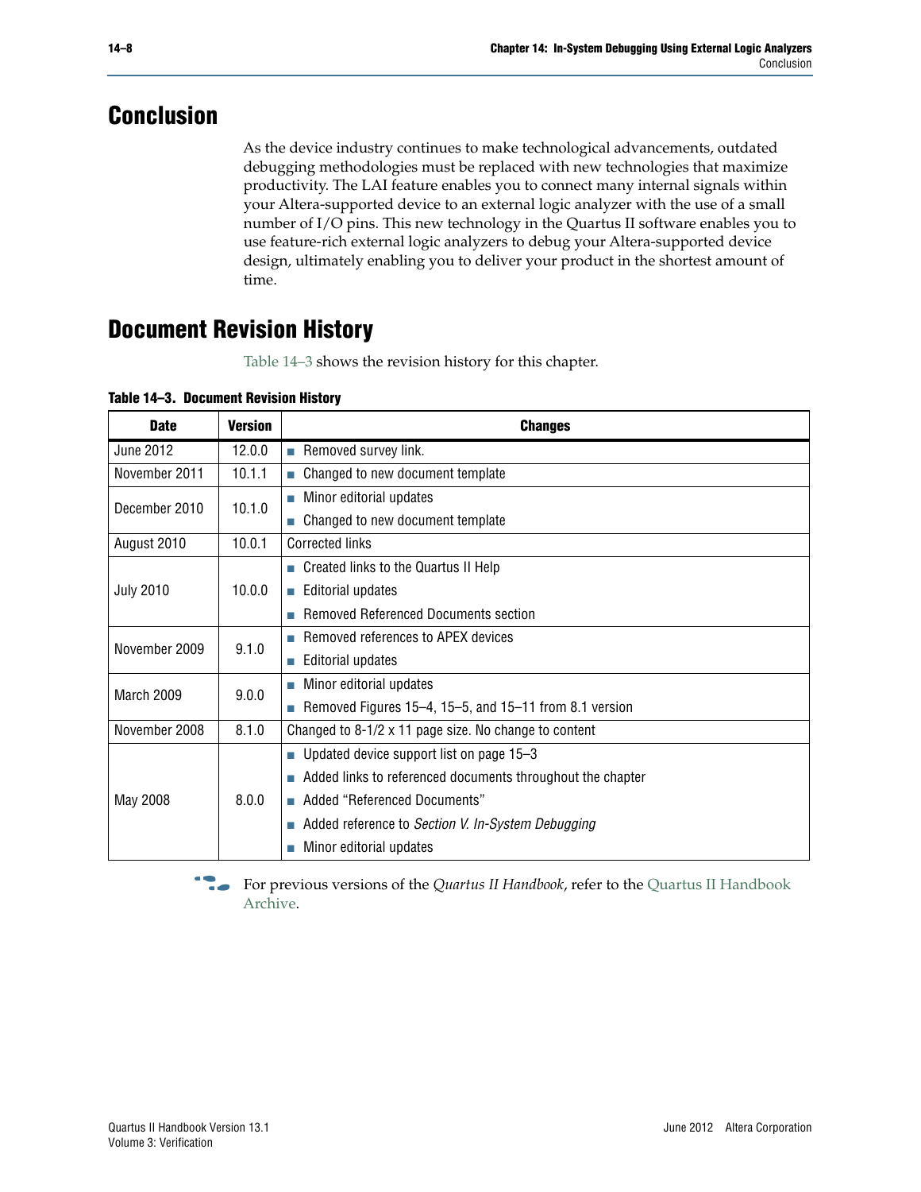## Conclusion

As the device industry continues to make technological advancements, outdated debugging methodologies must be replaced with new technologies that maximize productivity. The LAI feature enables you to connect many internal signals within your Altera-supported device to an external logic analyzer with the use of a small number of I/O pins. This new technology in the Quartus II software enables you to use feature-rich external logic analyzers to debug your Altera-supported device design, ultimately enabling you to deliver your product in the shortest amount of time.

## Document Revision History

Table 14–3 shows the revision history for this chapter.

**Table 14–3. Document Revision History**

| Date | Version | Changes |
|---|---|---|
| June 2012 | 12.0.0 | ■ Removed survey link. |
| November 2011 | 10.1.1 | ■ Changed to new document template |
| December 2010 | 10.1.0 | ■ Minor editorial updates<br>■ Changed to new document template |
| August 2010 | 10.0.1 | Corrected links |
| July 2010 | 10.0.0 | ■ Created links to the Quartus II Help<br>■ Editorial updates<br>■ Removed Referenced Documents section |
| November 2009 | 9.1.0 | ■ Removed references to APEX devices<br>■ Editorial updates |
| March 2009 | 9.0.0 | ■ Minor editorial updates<br>■ Removed Figures 15–4, 15–5, and 15–11 from 8.1 version |
| November 2008 | 8.1.0 | Changed to 8-1/2 x 11 page size. No change to content |
| May 2008 | 8.0.0 | ■ Updated device support list on page 15–3<br>■ Added links to referenced documents throughout the chapter<br>■ Added "Referenced Documents"<br>■ Added reference to *Section V. In-System Debugging*<br>■ Minor editorial updates |

For previous versions of the *Quartus II Handbook*, refer to the Quartus II Handbook Archive.